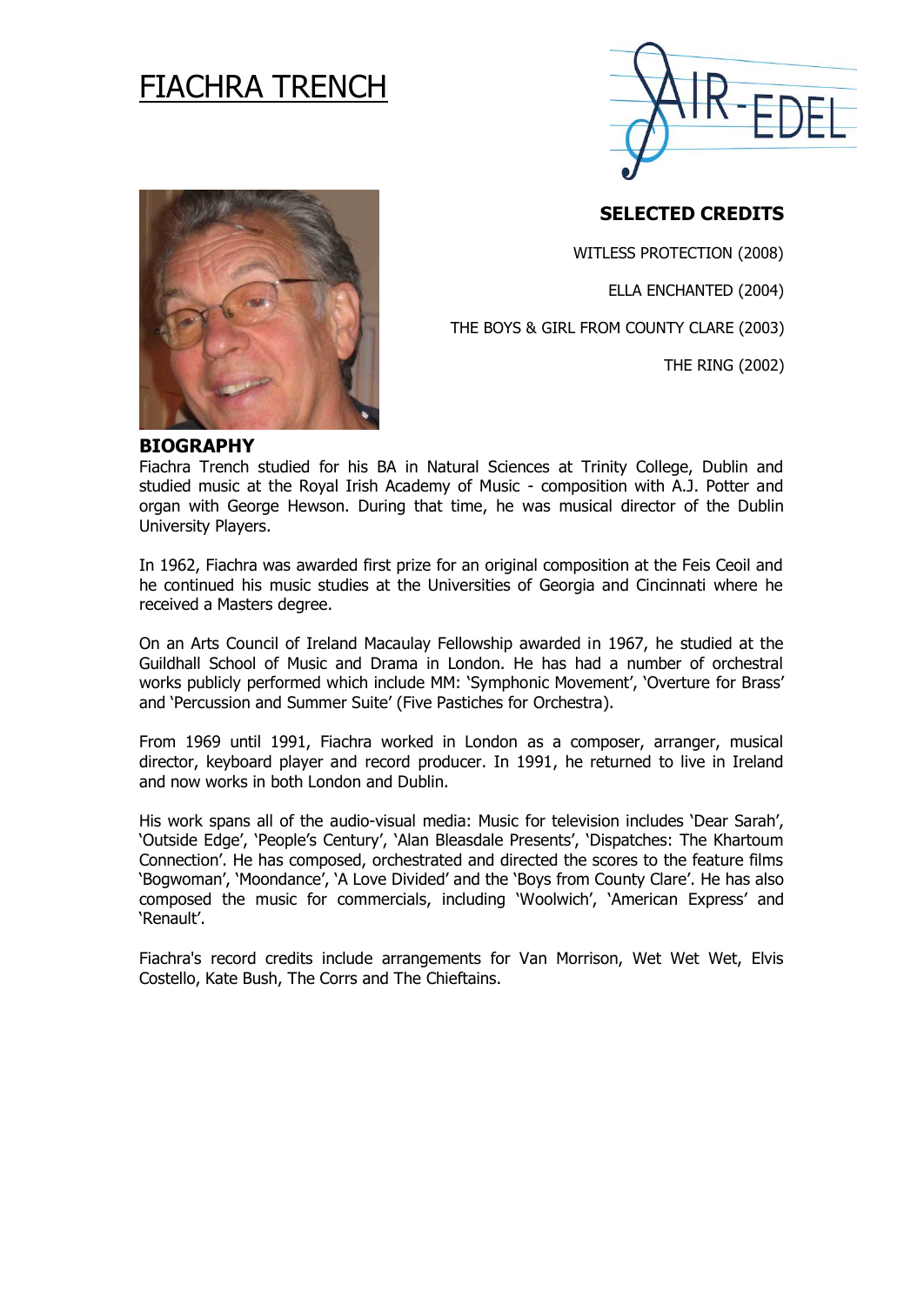# FIACHRA TRENCH

AIR-EDEL

## SELECTED CREDITS

WITLESS PROTECTION (2008)

ELLA ENCHANTED (2004)

THE BOYS & GIRL FROM COUNTY CLARE (2003)

THE RING (2002)

## BIOGRAPHY

Fiachra Trench studied for his BA in Natural Sciences at Trinity College, Dublin and studied music at the Royal Irish Academy of Music - composition with A.J. Potter and organ with George Hewson. During that time, he was musical director of the Dublin University Players.

In 1962, Fiachra was awarded first prize for an original composition at the Feis Ceoil and he continued his music studies at the Universities of Georgia and Cincinnati where he received a Masters degree.

On an Arts Council of Ireland Macaulay Fellowship awarded in 1967, he studied at the Guildhall School of Music and Drama in London. He has had a number of orchestral works publicly performed which include MM: 'Symphonic Movement', 'Overture for Brass' and 'Percussion and Summer Suite' (Five Pastiches for Orchestra).

From 1969 until 1991, Fiachra worked in London as a composer, arranger, musical director, keyboard player and record producer. In 1991, he returned to live in Ireland and now works in both London and Dublin.

His work spans all of the audio-visual media: Music for television includes 'Dear Sarah', 'Outside Edge', 'People's Century', 'Alan Bleasdale Presents', 'Dispatches: The Khartoum Connection'. He has composed, orchestrated and directed the scores to the feature films 'Bogwoman', 'Moondance', 'A Love Divided' and the 'Boys from County Clare'. He has also composed the music for commercials, including 'Woolwich', 'American Express' and 'Renault'.

Fiachra's record credits include arrangements for Van Morrison, Wet Wet Wet, Elvis Costello, Kate Bush, The Corrs and The Chieftains.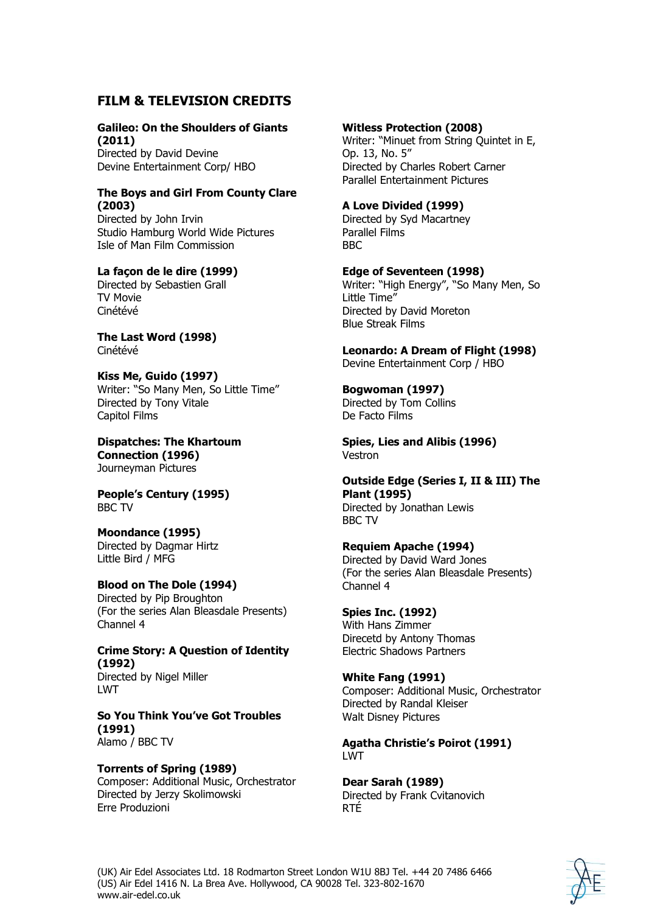## FILM & TELEVISION CREDITS

**Galileo: On the Shoulders of Giants (2011)**
Directed by David Devine
Devine Entertainment Corp/ HBO

**The Boys and Girl From County Clare (2003)**
Directed by John Irvin
Studio Hamburg World Wide Pictures
Isle of Man Film Commission

**La façon de le dire (1999)**
Directed by Sebastien Grall
TV Movie
Cinétévé

**The Last Word (1998)**
Cinétévé

**Kiss Me, Guido (1997)**
Writer: "So Many Men, So Little Time"
Directed by Tony Vitale
Capitol Films

**Dispatches: The Khartoum Connection (1996)**
Journeyman Pictures

**People's Century (1995)**
BBC TV

**Moondance (1995)**
Directed by Dagmar Hirtz
Little Bird / MFG

**Blood on The Dole (1994)**
Directed by Pip Broughton
(For the series Alan Bleasdale Presents)
Channel 4

**Crime Story: A Question of Identity (1992)**
Directed by Nigel Miller
LWT

**So You Think You've Got Troubles (1991)**
Alamo / BBC TV

**Torrents of Spring (1989)**
Composer: Additional Music, Orchestrator
Directed by Jerzy Skolimowski
Erre Produzioni

**Witless Protection (2008)**
Writer: "Minuet from String Quintet in E, Op. 13, No. 5"
Directed by Charles Robert Carner
Parallel Entertainment Pictures

**A Love Divided (1999)**
Directed by Syd Macartney
Parallel Films
BBC

**Edge of Seventeen (1998)**
Writer: "High Energy", "So Many Men, So Little Time"
Directed by David Moreton
Blue Streak Films

**Leonardo: A Dream of Flight (1998)**
Devine Entertainment Corp / HBO

**Bogwoman (1997)**
Directed by Tom Collins
De Facto Films

**Spies, Lies and Alibis (1996)**
Vestron

**Outside Edge (Series I, II & III) The Plant (1995)**
Directed by Jonathan Lewis
BBC TV

**Requiem Apache (1994)**
Directed by David Ward Jones
(For the series Alan Bleasdale Presents)
Channel 4

**Spies Inc. (1992)**
With Hans Zimmer
Direcetd by Antony Thomas
Electric Shadows Partners

**White Fang (1991)**
Composer: Additional Music, Orchestrator
Directed by Randal Kleiser
Walt Disney Pictures

**Agatha Christie's Poirot (1991)**
LWT

**Dear Sarah (1989)**
Directed by Frank Cvitanovich
RTÉ

(UK) Air Edel Associates Ltd. 18 Rodmarton Street London W1U 8BJ Tel. +44 20 7486 6466
(US) Air Edel 1416 N. La Brea Ave. Hollywood, CA 90028 Tel. 323-802-1670
www.air-edel.co.uk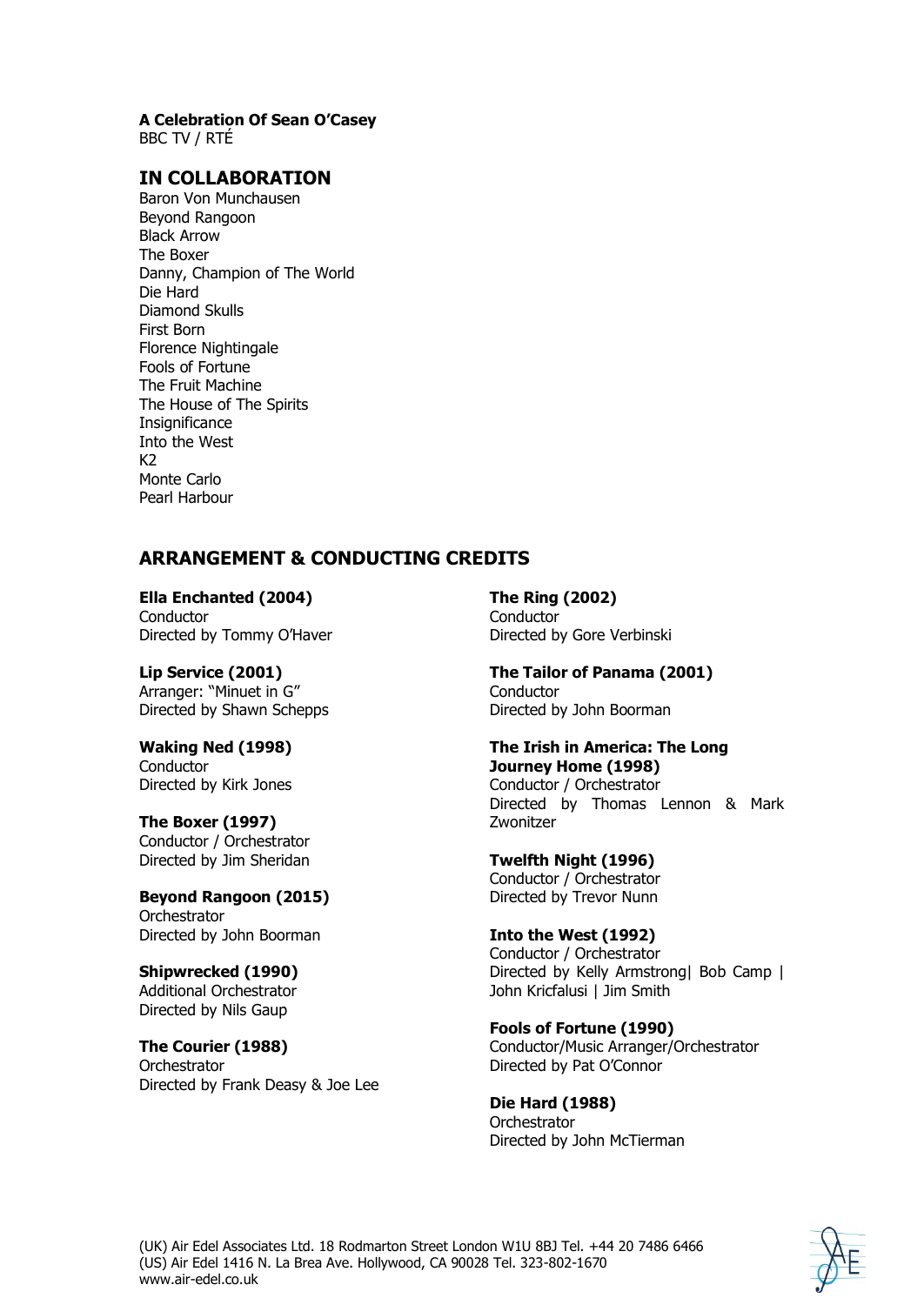**A Celebration Of Sean O'Casey**
BBC TV / RTÉ

## IN COLLABORATION

Baron Von Munchausen
Beyond Rangoon
Black Arrow
The Boxer
Danny, Champion of The World
Die Hard
Diamond Skulls
First Born
Florence Nightingale
Fools of Fortune
The Fruit Machine
The House of The Spirits
Insignificance
Into the West
K2
Monte Carlo
Pearl Harbour

## ARRANGEMENT & CONDUCTING CREDITS

**Ella Enchanted (2004)**
Conductor
Directed by Tommy O'Haver

**Lip Service (2001)**
Arranger: "Minuet in G"
Directed by Shawn Schepps

**Waking Ned (1998)**
Conductor
Directed by Kirk Jones

**The Boxer (1997)**
Conductor / Orchestrator
Directed by Jim Sheridan

**Beyond Rangoon (2015)**
Orchestrator
Directed by John Boorman

**Shipwrecked (1990)**
Additional Orchestrator
Directed by Nils Gaup

**The Courier (1988)**
Orchestrator
Directed by Frank Deasy & Joe Lee

**The Ring (2002)**
Conductor
Directed by Gore Verbinski

**The Tailor of Panama (2001)**
Conductor
Directed by John Boorman

**The Irish in America: The Long Journey Home (1998)**
Conductor / Orchestrator
Directed by Thomas Lennon & Mark Zwonitzer

**Twelfth Night (1996)**
Conductor / Orchestrator
Directed by Trevor Nunn

**Into the West (1992)**
Conductor / Orchestrator
Directed by Kelly Armstrong| Bob Camp | John Kricfalusi | Jim Smith

**Fools of Fortune (1990)**
Conductor/Music Arranger/Orchestrator
Directed by Pat O'Connor

**Die Hard (1988)**
Orchestrator
Directed by John McTierman

(UK) Air Edel Associates Ltd. 18 Rodmarton Street London W1U 8BJ Tel. +44 20 7486 6466
(US) Air Edel 1416 N. La Brea Ave. Hollywood, CA 90028 Tel. 323-802-1670
www.air-edel.co.uk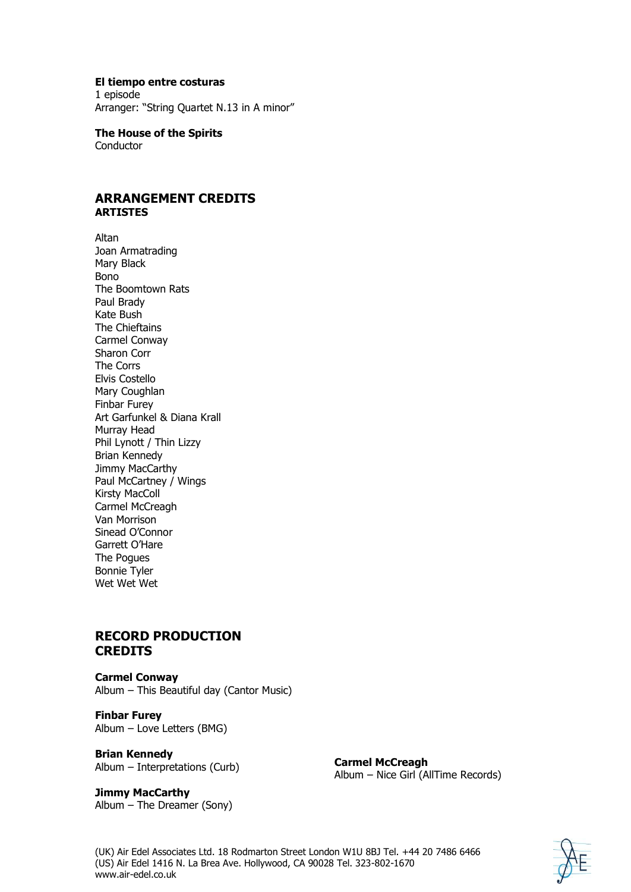**El tiempo entre costuras**
1 episode
Arranger: "String Quartet N.13 in A minor"

**The House of the Spirits**
Conductor

## ARRANGEMENT CREDITS

### ARTISTES

Altan
Joan Armatrading
Mary Black
Bono
The Boomtown Rats
Paul Brady
Kate Bush
The Chieftains
Carmel Conway
Sharon Corr
The Corrs
Elvis Costello
Mary Coughlan
Finbar Furey
Art Garfunkel & Diana Krall
Murray Head
Phil Lynott / Thin Lizzy
Brian Kennedy
Jimmy MacCarthy
Paul McCartney / Wings
Kirsty MacColl
Carmel McCreagh
Van Morrison
Sinead O'Connor
Garrett O'Hare
The Pogues
Bonnie Tyler
Wet Wet Wet

## RECORD PRODUCTION CREDITS

**Carmel Conway**
Album – This Beautiful day (Cantor Music)

**Finbar Furey**
Album – Love Letters (BMG)

**Brian Kennedy**
Album – Interpretations (Curb)

**Jimmy MacCarthy**
Album – The Dreamer (Sony)

**Carmel McCreagh**
Album – Nice Girl (AllTime Records)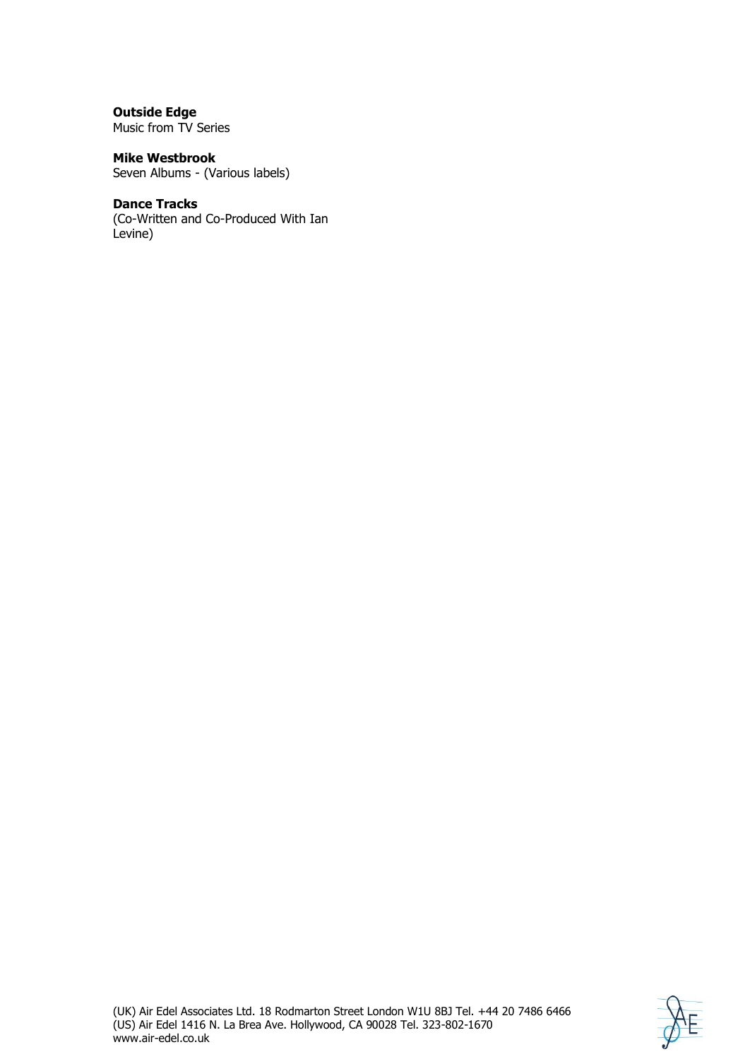**Outside Edge**
Music from TV Series

**Mike Westbrook**
Seven Albums - (Various labels)

**Dance Tracks**
(Co-Written and Co-Produced With Ian Levine)